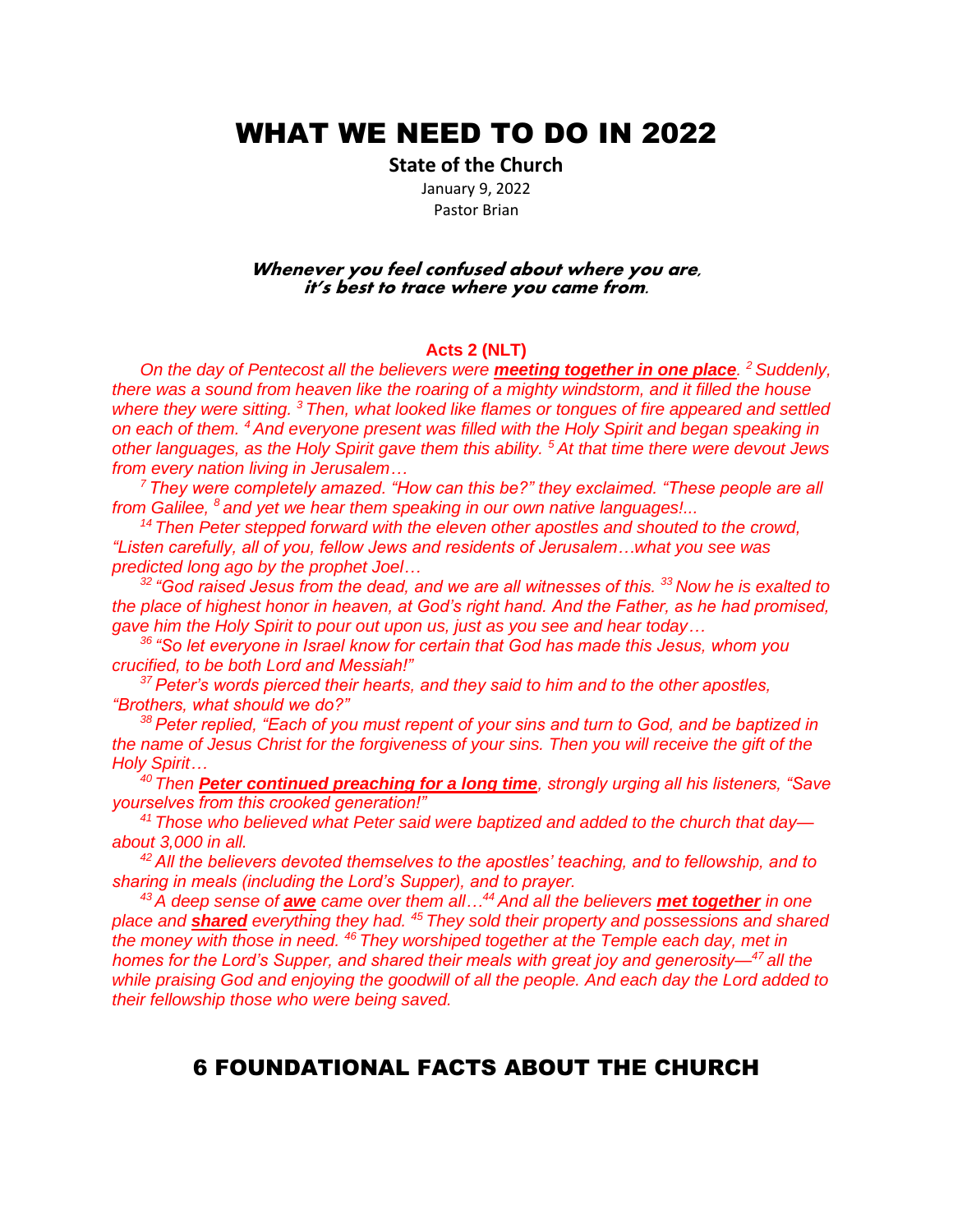# WHAT WE NEED TO DO IN 2022

**State of the Church**

January 9, 2022

Pastor Brian

**Whenever you feel confused about where you are, it's best to trace where you came from.**

### Acts 2 (NLT)

*On the day of Pentecost all the believers were **meeting together in one place**. [2] Suddenly, there was a sound from heaven like the roaring of a mighty windstorm, and it filled the house where they were sitting. [3] Then, what looked like flames or tongues of fire appeared and settled on each of them. [4] And everyone present was filled with the Holy Spirit and began speaking in other languages, as the Holy Spirit gave them this ability. [5] At that time there were devout Jews from every nation living in Jerusalem…*

*[7] They were completely amazed. "How can this be?" they exclaimed. "These people are all from Galilee, [8] and yet we hear them speaking in our own native languages!...*

*[14] Then Peter stepped forward with the eleven other apostles and shouted to the crowd, "Listen carefully, all of you, fellow Jews and residents of Jerusalem…what you see was predicted long ago by the prophet Joel…*

*[32] "God raised Jesus from the dead, and we are all witnesses of this. [33] Now he is exalted to the place of highest honor in heaven, at God's right hand. And the Father, as he had promised, gave him the Holy Spirit to pour out upon us, just as you see and hear today…*

*[36] "So let everyone in Israel know for certain that God has made this Jesus, whom you crucified, to be both Lord and Messiah!"*

*[37] Peter's words pierced their hearts, and they said to him and to the other apostles, "Brothers, what should we do?"*

*[38] Peter replied, "Each of you must repent of your sins and turn to God, and be baptized in the name of Jesus Christ for the forgiveness of your sins. Then you will receive the gift of the Holy Spirit…*

*[40] Then **Peter continued preaching for a long time**, strongly urging all his listeners, "Save yourselves from this crooked generation!"*

*[41] Those who believed what Peter said were baptized and added to the church that day—about 3,000 in all.*

*[42] All the believers devoted themselves to the apostles' teaching, and to fellowship, and to sharing in meals (including the Lord's Supper), and to prayer.*

*[43] A deep sense of **awe** came over them all…[44] And all the believers **met together** in one place and **shared** everything they had. [45] They sold their property and possessions and shared the money with those in need. [46] They worshiped together at the Temple each day, met in homes for the Lord's Supper, and shared their meals with great joy and generosity—[47] all the while praising God and enjoying the goodwill of all the people. And each day the Lord added to their fellowship those who were being saved.*

## 6 FOUNDATIONAL FACTS ABOUT THE CHURCH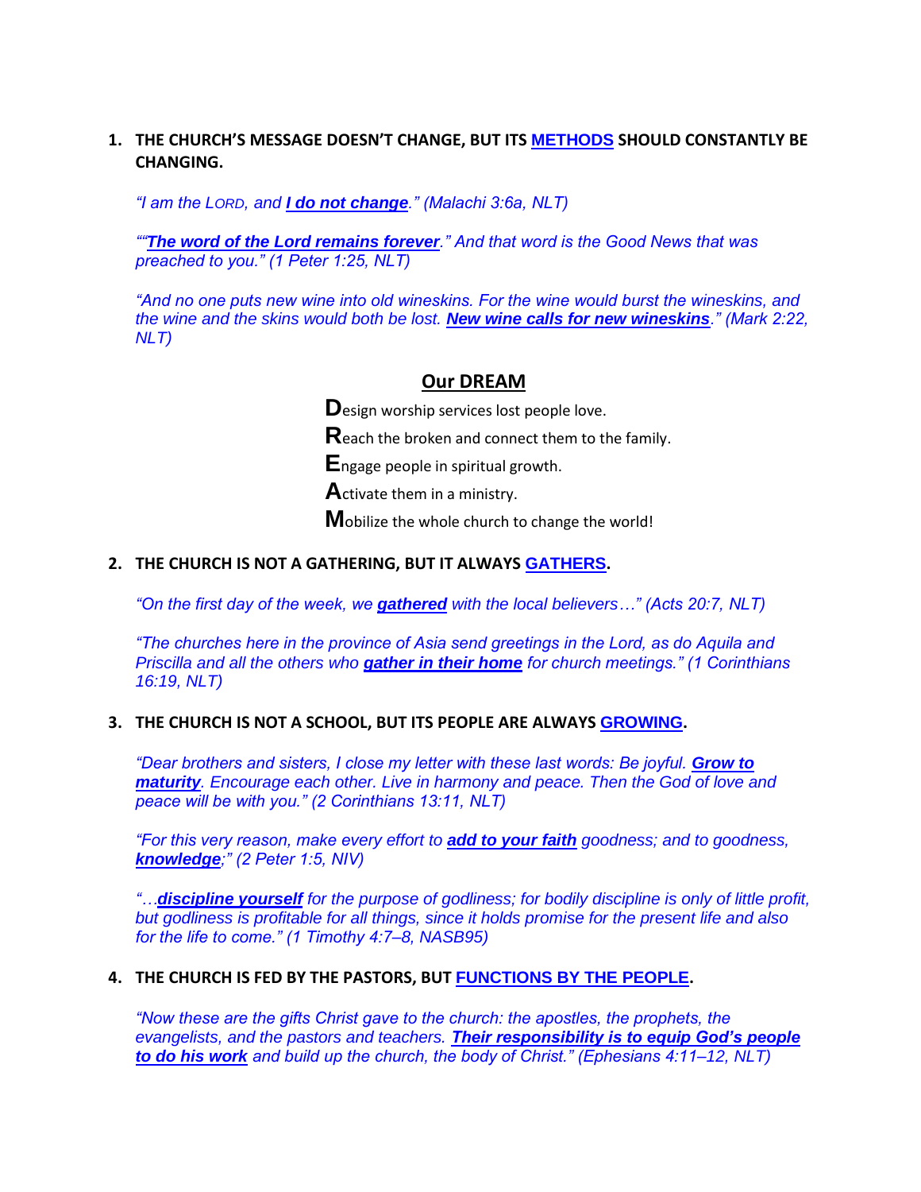1. **THE CHURCH'S MESSAGE DOESN'T CHANGE, BUT ITS <u>METHODS</u> SHOULD CONSTANTLY BE CHANGING.**

   *"I am the LORD, and **<u>I do not change</u>**." (Malachi 3:6a, NLT)*

   *""**<u>The word of the Lord remains forever</u>**." And that word is the Good News that was preached to you." (1 Peter 1:25, NLT)*

   *"And no one puts new wine into old wineskins. For the wine would burst the wineskins, and the wine and the skins would both be lost. **<u>New wine calls for new wineskins</u>**." (Mark 2:22, NLT)*

## <u>Our DREAM</u>

**D**esign worship services lost people love.

**R**each the broken and connect them to the family.

**E**ngage people in spiritual growth.

**A**ctivate them in a ministry.

**M**obilize the whole church to change the world!

2. **THE CHURCH IS NOT A GATHERING, BUT IT ALWAYS <u>GATHERS</u>.**

   *"On the first day of the week, we **<u>gathered</u>** with the local believers…" (Acts 20:7, NLT)*

   *"The churches here in the province of Asia send greetings in the Lord, as do Aquila and Priscilla and all the others who **<u>gather in their home</u>** for church meetings." (1 Corinthians 16:19, NLT)*

3. **THE CHURCH IS NOT A SCHOOL, BUT ITS PEOPLE ARE ALWAYS <u>GROWING</u>.**

   *"Dear brothers and sisters, I close my letter with these last words: Be joyful. **<u>Grow to maturity</u>**. Encourage each other. Live in harmony and peace. Then the God of love and peace will be with you." (2 Corinthians 13:11, NLT)*

   *"For this very reason, make every effort to **<u>add to your faith</u>** goodness; and to goodness, **<u>knowledge</u>**;" (2 Peter 1:5, NIV)*

   *"…**<u>discipline yourself</u>** for the purpose of godliness; for bodily discipline is only of little profit, but godliness is profitable for all things, since it holds promise for the present life and also for the life to come." (1 Timothy 4:7–8, NASB95)*

4. **THE CHURCH IS FED BY THE PASTORS, BUT <u>FUNCTIONS BY THE PEOPLE</u>.**

   *"Now these are the gifts Christ gave to the church: the apostles, the prophets, the evangelists, and the pastors and teachers. **<u>Their responsibility is to equip God's people to do his work</u>** and build up the church, the body of Christ." (Ephesians 4:11–12, NLT)*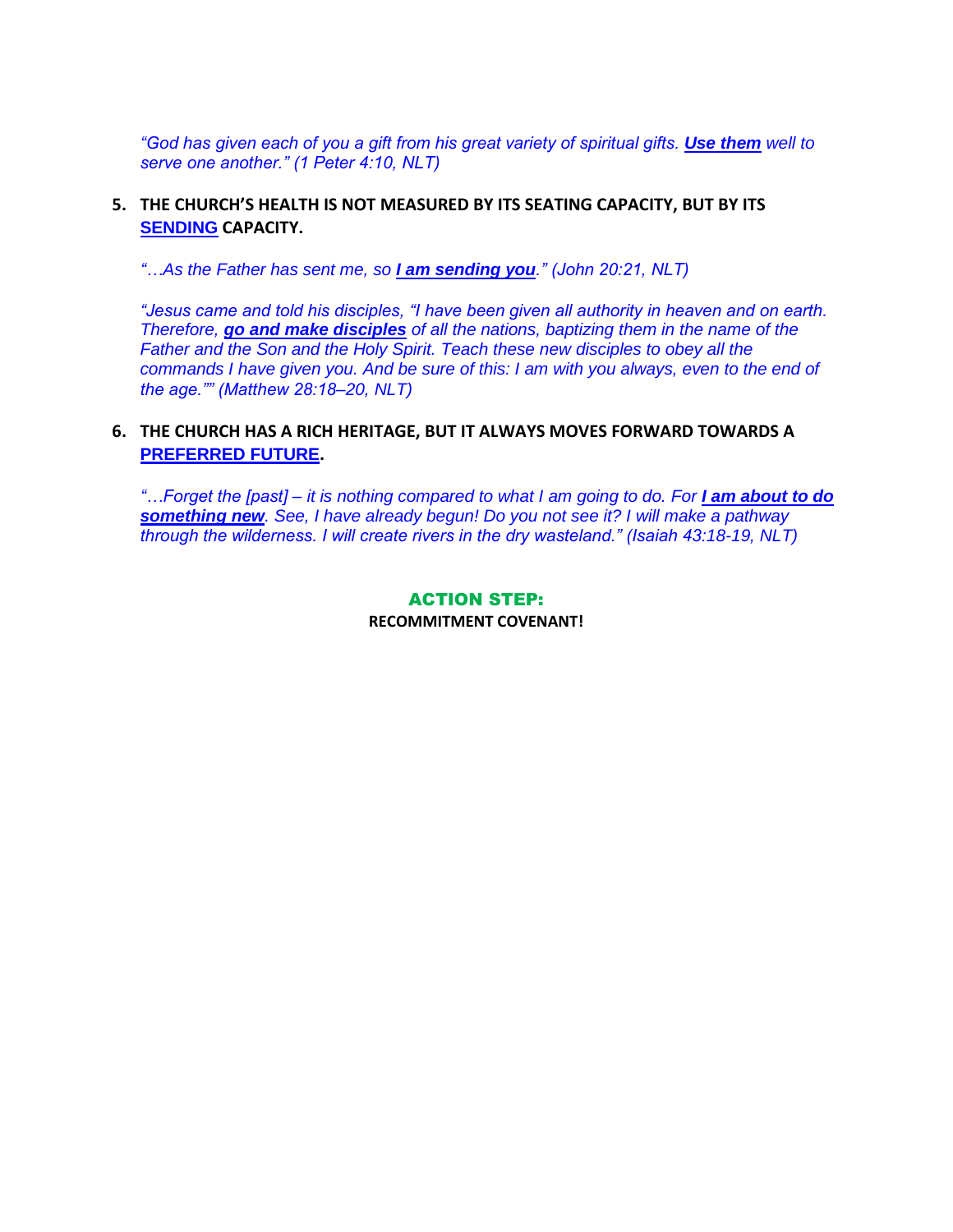*"God has given each of you a gift from his great variety of spiritual gifts. **Use them** well to serve one another." (1 Peter 4:10, NLT)*

5. **THE CHURCH'S HEALTH IS NOT MEASURED BY ITS SEATING CAPACITY, BUT BY ITS SENDING CAPACITY.**

   *"…As the Father has sent me, so **I am sending you**." (John 20:21, NLT)*

   *"Jesus came and told his disciples, "I have been given all authority in heaven and on earth. Therefore, **go and make disciples** of all the nations, baptizing them in the name of the Father and the Son and the Holy Spirit. Teach these new disciples to obey all the commands I have given you. And be sure of this: I am with you always, even to the end of the age."" (Matthew 28:18–20, NLT)*

6. **THE CHURCH HAS A RICH HERITAGE, BUT IT ALWAYS MOVES FORWARD TOWARDS A PREFERRED FUTURE.**

   *"…Forget the [past] – it is nothing compared to what I am going to do. For **I am about to do something new**. See, I have already begun! Do you not see it? I will make a pathway through the wilderness. I will create rivers in the dry wasteland." (Isaiah 43:18-19, NLT)*

**ACTION STEP:**

**RECOMMITMENT COVENANT!**